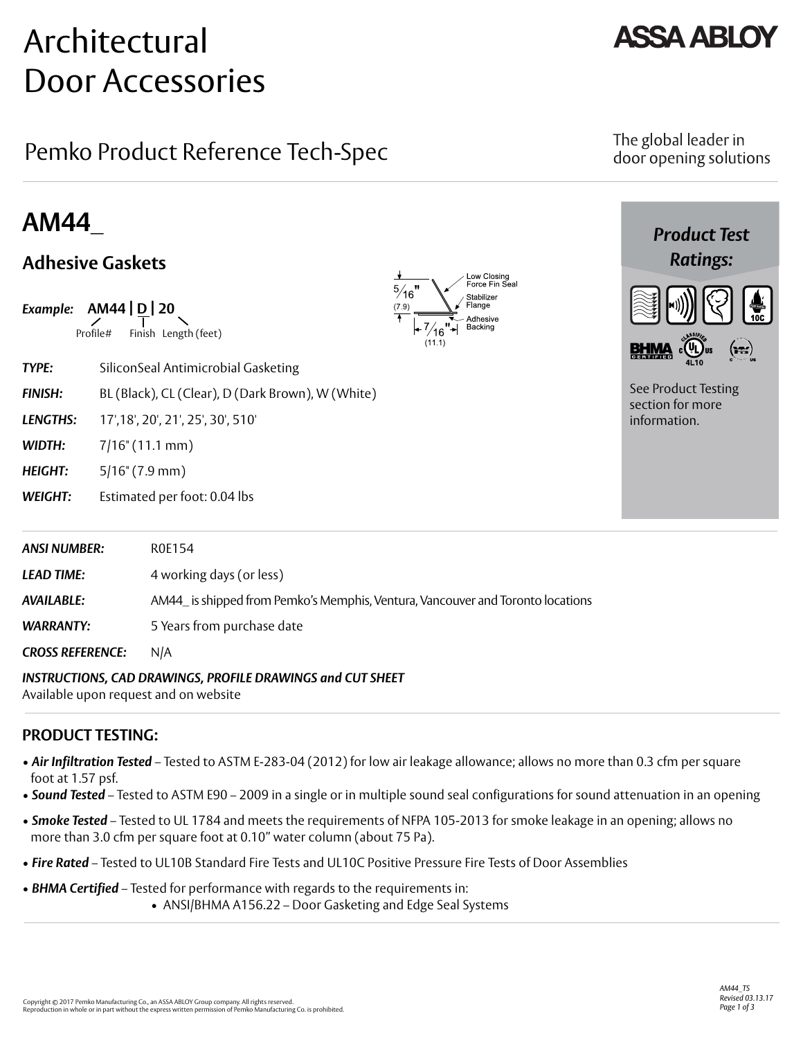# Architectural Door Accessories

**ASSA ABLOY**

## Pemko Product Reference Tech-Spec

The global leader in door opening solutions

# AM44_

## Adhesive Gaskets

***Example:*** **AM44 | D | 20**

Profile# Finish Length (feet)

5/16" (7.9) Low Closing Force Fin Seal, Stabilizer Flange, Adhesive Backing, 7/16" (11.1)

***TYPE:*** SiliconSeal Antimicrobial Gasketing

***FINISH:*** BL (Black), CL (Clear), D (Dark Brown), W (White)

***LENGTHS:*** 17',18', 20', 21', 25', 30', 510'

***WIDTH:*** 7/16" (11.1 mm)

***HEIGHT:*** 5/16" (7.9 mm)

***WEIGHT:*** Estimated per foot: 0.04 lbs

***Product Test Ratings:***

10C, BHMA Certified, UL Classified 4L10

See Product Testing section for more information.

***ANSI NUMBER:*** R0E154

***LEAD TIME:*** 4 working days (or less)

***AVAILABLE:*** AM44_ is shipped from Pemko's Memphis, Ventura, Vancouver and Toronto locations

***WARRANTY:*** 5 Years from purchase date

***CROSS REFERENCE:*** N/A

***INSTRUCTIONS, CAD DRAWINGS, PROFILE DRAWINGS and CUT SHEET***
Available upon request and on website

## PRODUCT TESTING:

- ***Air Infiltration Tested*** – Tested to ASTM E-283-04 (2012) for low air leakage allowance; allows no more than 0.3 cfm per square foot at 1.57 psf.
- ***Sound Tested*** – Tested to ASTM E90 – 2009 in a single or in multiple sound seal configurations for sound attenuation in an opening
- ***Smoke Tested*** – Tested to UL 1784 and meets the requirements of NFPA 105-2013 for smoke leakage in an opening; allows no more than 3.0 cfm per square foot at 0.10" water column (about 75 Pa).
- ***Fire Rated*** – Tested to UL10B Standard Fire Tests and UL10C Positive Pressure Fire Tests of Door Assemblies
- ***BHMA Certified*** – Tested for performance with regards to the requirements in:
  - ANSI/BHMA A156.22 – Door Gasketing and Edge Seal Systems

Copyright © 2017 Pemko Manufacturing Co., an ASSA ABLOY Group company. All rights reserved.
Reproduction in whole or in part without the express written permission of Pemko Manufacturing Co. is prohibited.

AM44_TS
Revised 03.13.17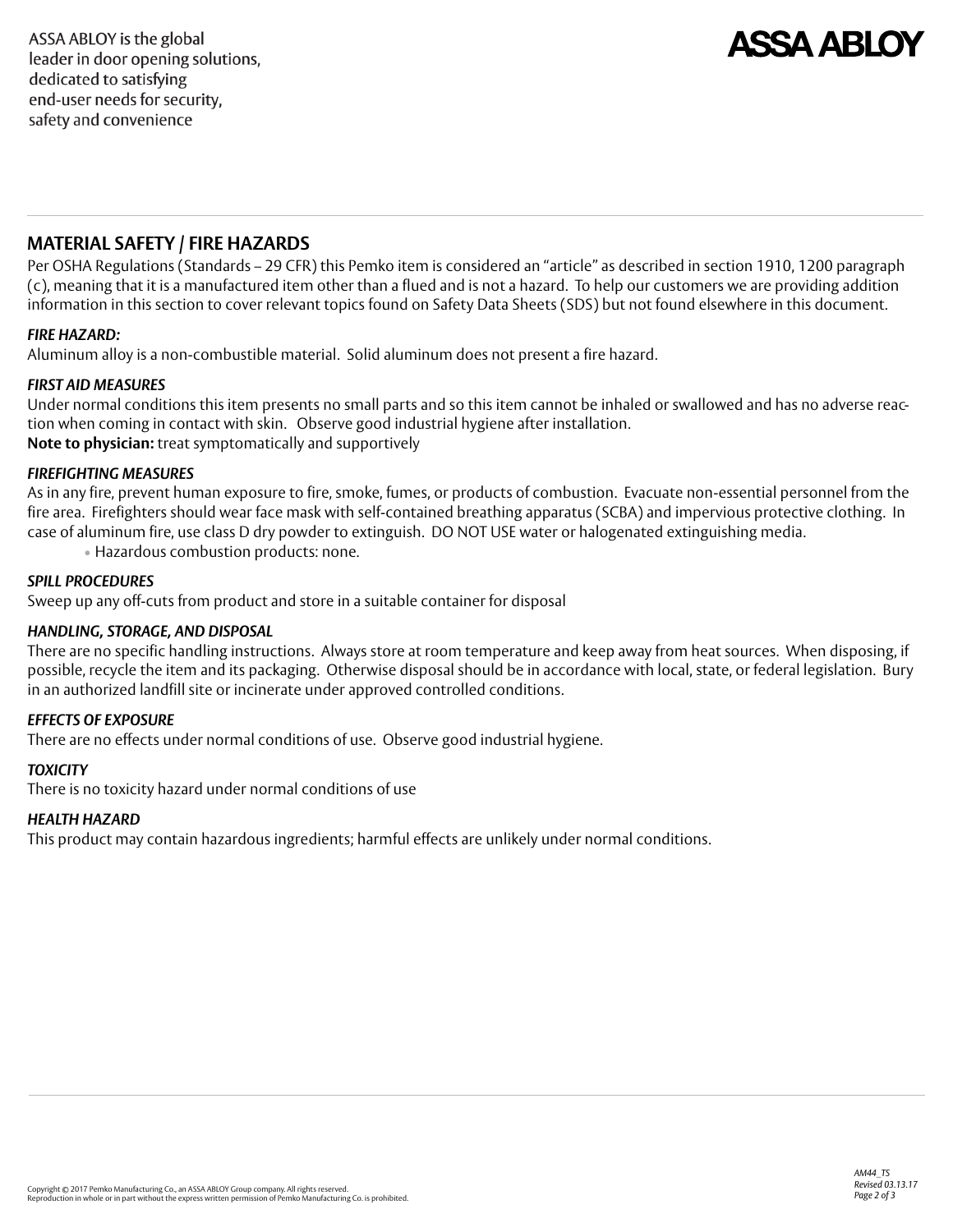ASSA ABLOY is the global leader in door opening solutions, dedicated to satisfying end-user needs for security, safety and convenience

## MATERIAL SAFETY / FIRE HAZARDS

Per OSHA Regulations (Standards – 29 CFR) this Pemko item is considered an "article" as described in section 1910, 1200 paragraph (c), meaning that it is a manufactured item other than a flued and is not a hazard. To help our customers we are providing addition information in this section to cover relevant topics found on Safety Data Sheets (SDS) but not found elsewhere in this document.

### *FIRE HAZARD:*

Aluminum alloy is a non-combustible material. Solid aluminum does not present a fire hazard.

### *FIRST AID MEASURES*

Under normal conditions this item presents no small parts and so this item cannot be inhaled or swallowed and has no adverse reaction when coming in contact with skin. Observe good industrial hygiene after installation.
**Note to physician:** treat symptomatically and supportively

### *FIREFIGHTING MEASURES*

As in any fire, prevent human exposure to fire, smoke, fumes, or products of combustion. Evacuate non-essential personnel from the fire area. Firefighters should wear face mask with self-contained breathing apparatus (SCBA) and impervious protective clothing. In case of aluminum fire, use class D dry powder to extinguish. DO NOT USE water or halogenated extinguishing media.

- Hazardous combustion products: none.

### *SPILL PROCEDURES*

Sweep up any off-cuts from product and store in a suitable container for disposal

### *HANDLING, STORAGE, AND DISPOSAL*

There are no specific handling instructions. Always store at room temperature and keep away from heat sources. When disposing, if possible, recycle the item and its packaging. Otherwise disposal should be in accordance with local, state, or federal legislation. Bury in an authorized landfill site or incinerate under approved controlled conditions.

### *EFFECTS OF EXPOSURE*

There are no effects under normal conditions of use. Observe good industrial hygiene.

### *TOXICITY*

There is no toxicity hazard under normal conditions of use

### *HEALTH HAZARD*

This product may contain hazardous ingredients; harmful effects are unlikely under normal conditions.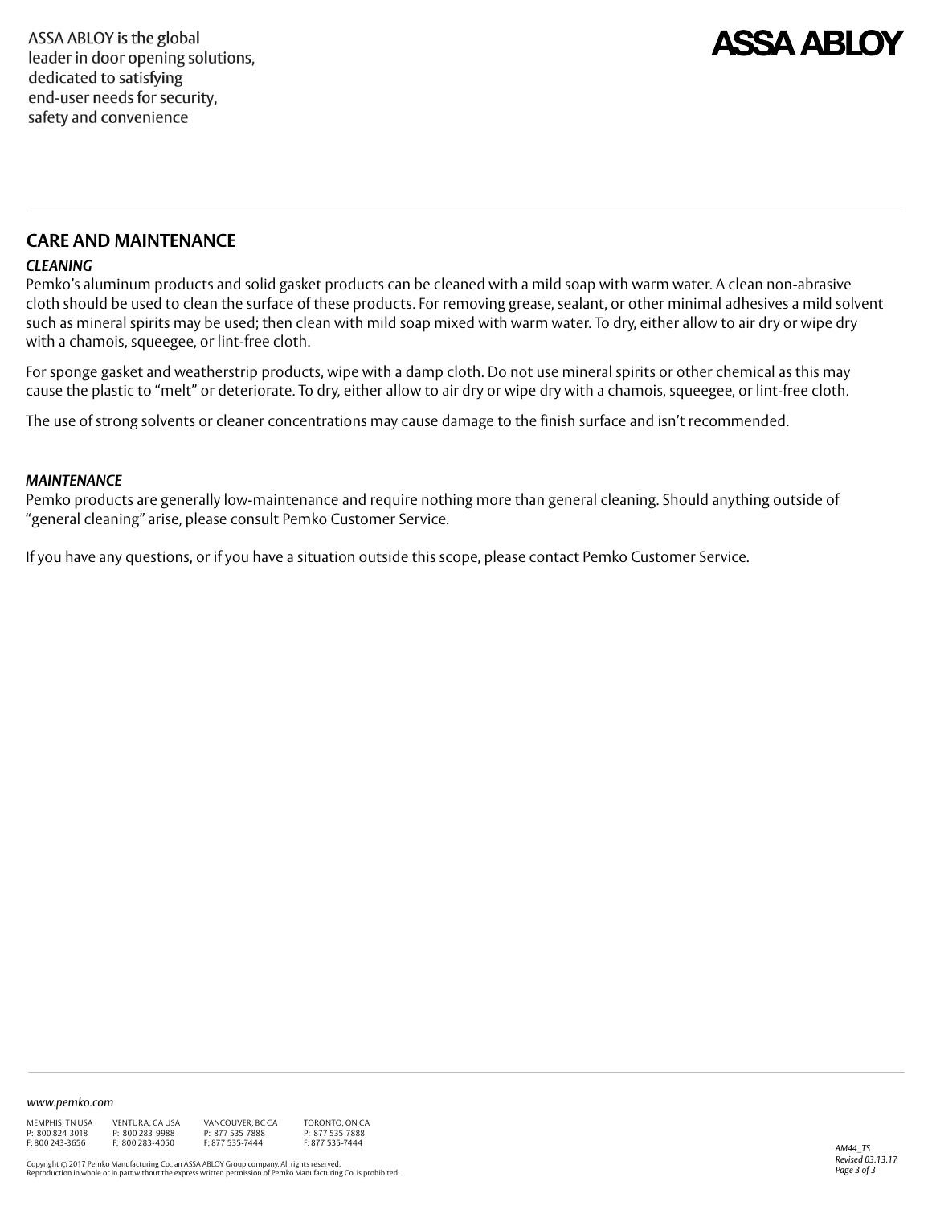ASSA ABLOY is the global leader in door opening solutions, dedicated to satisfying end-user needs for security, safety and convenience

ASSA ABLOY

## CARE AND MAINTENANCE

### *CLEANING*

Pemko's aluminum products and solid gasket products can be cleaned with a mild soap with warm water. A clean non-abrasive cloth should be used to clean the surface of these products. For removing grease, sealant, or other minimal adhesives a mild solvent such as mineral spirits may be used; then clean with mild soap mixed with warm water. To dry, either allow to air dry or wipe dry with a chamois, squeegee, or lint-free cloth.

For sponge gasket and weatherstrip products, wipe with a damp cloth. Do not use mineral spirits or other chemical as this may cause the plastic to "melt" or deteriorate. To dry, either allow to air dry or wipe dry with a chamois, squeegee, or lint-free cloth.

The use of strong solvents or cleaner concentrations may cause damage to the finish surface and isn't recommended.

### *MAINTENANCE*

Pemko products are generally low-maintenance and require nothing more than general cleaning. Should anything outside of "general cleaning" arise, please consult Pemko Customer Service.

If you have any questions, or if you have a situation outside this scope, please contact Pemko Customer Service.

*www.pemko.com*

| MEMPHIS, TN USA | VENTURA, CA USA | VANCOUVER, BC CA | TORONTO, ON CA |
|---|---|---|---|
| P: 800 824-3018 | P: 800 283-9988 | P: 877 535-7888 | P: 877 535-7888 |
| F: 800 243-3656 | F: 800 283-4050 | F: 877 535-7444 | F: 877 535-7444 |

Copyright © 2017 Pemko Manufacturing Co., an ASSA ABLOY Group company. All rights reserved.
Reproduction in whole or in part without the express written permission of Pemko Manufacturing Co. is prohibited.

*AM44_TS*
*Revised 03.13.17*